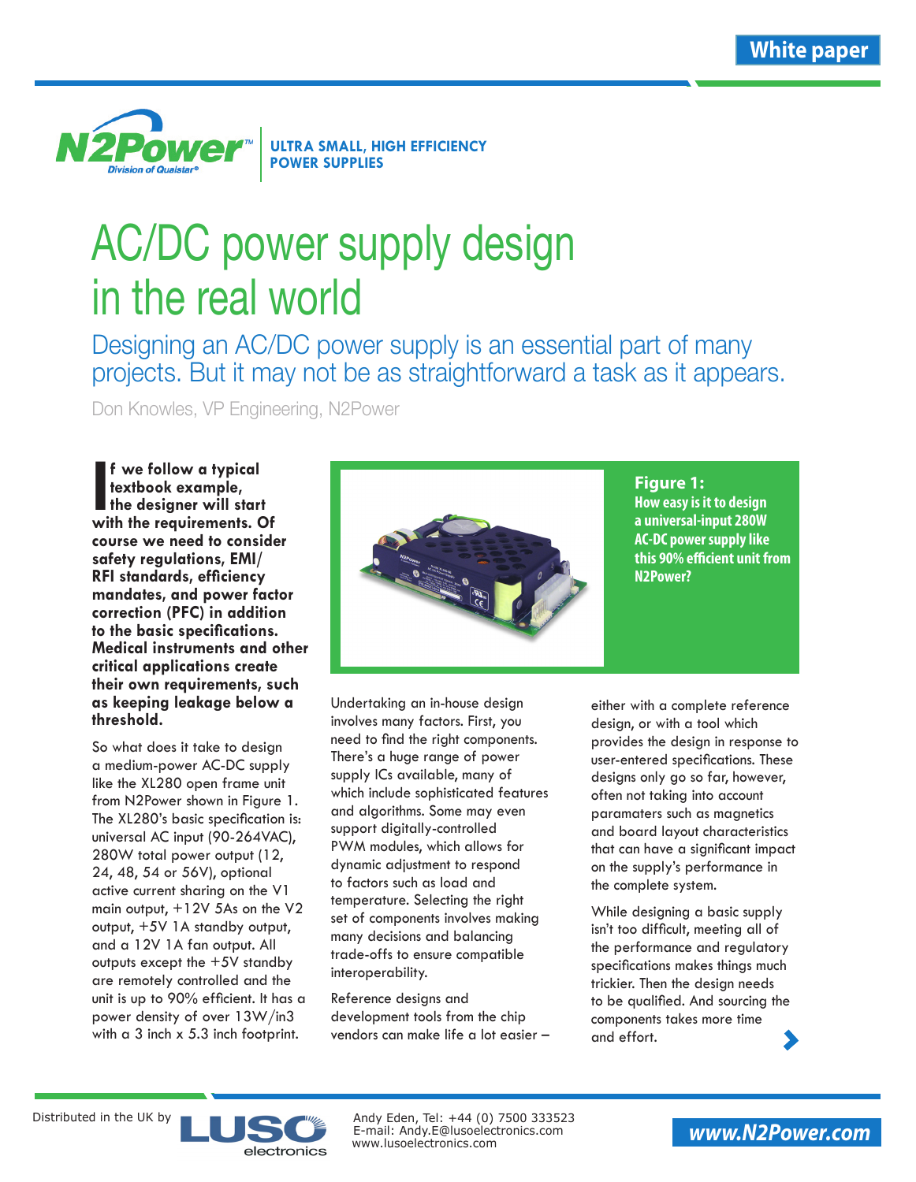White paper

**N2Power™** Division of Qualstar®

**ULTRA SMALL, HIGH EFFICIENCY POWER SUPPLIES**

# AC/DC power supply design in the real world

## Designing an AC/DC power supply is an essential part of many projects. But it may not be as straightforward a task as it appears.

Don Knowles, VP Engineering, N2Power

**If we follow a typical textbook example, the designer will start with the requirements. Of course we need to consider safety regulations, EMI/RFI standards, efficiency mandates, and power factor correction (PFC) in addition to the basic specifications. Medical instruments and other critical applications create their own requirements, such as keeping leakage below a threshold.**

So what does it take to design a medium-power AC-DC supply like the XL280 open frame unit from N2Power shown in Figure 1. The XL280's basic specification is: universal AC input (90-264VAC), 280W total power output (12, 24, 48, 54 or 56V), optional active current sharing on the V1 main output, +12V 5As on the V2 output, +5V 1A standby output, and a 12V 1A fan output. All outputs except the +5V standby are remotely controlled and the unit is up to 90% efficient. It has a power density of over 13W/in3 with a 3 inch x 5.3 inch footprint.

**Figure 1:** How easy is it to design a universal-input 280W AC-DC power supply like this 90% efficient unit from N2Power?

Undertaking an in-house design involves many factors. First, you need to find the right components. There's a huge range of power supply ICs available, many of which include sophisticated features and algorithms. Some may even support digitally-controlled PWM modules, which allows for dynamic adjustment to respond to factors such as load and temperature. Selecting the right set of components involves making many decisions and balancing trade-offs to ensure compatible interoperability.

Reference designs and development tools from the chip vendors can make life a lot easier – either with a complete reference design, or with a tool which provides the design in response to user-entered specifications. These designs only go so far, however, often not taking into account paramaters such as magnetics and board layout characteristics that can have a significant impact on the supply's performance in the complete system.

While designing a basic supply isn't too difficult, meeting all of the performance and regulatory specifications makes things much trickier. Then the design needs to be qualified. And sourcing the components takes more time and effort.

Distributed in the UK by LUSO electronics

Andy Eden, Tel: +44 (0) 7500 333523
E-mail: Andy.E@lusoelectronics.com
www.lusoelectronics.com

www.N2Power.com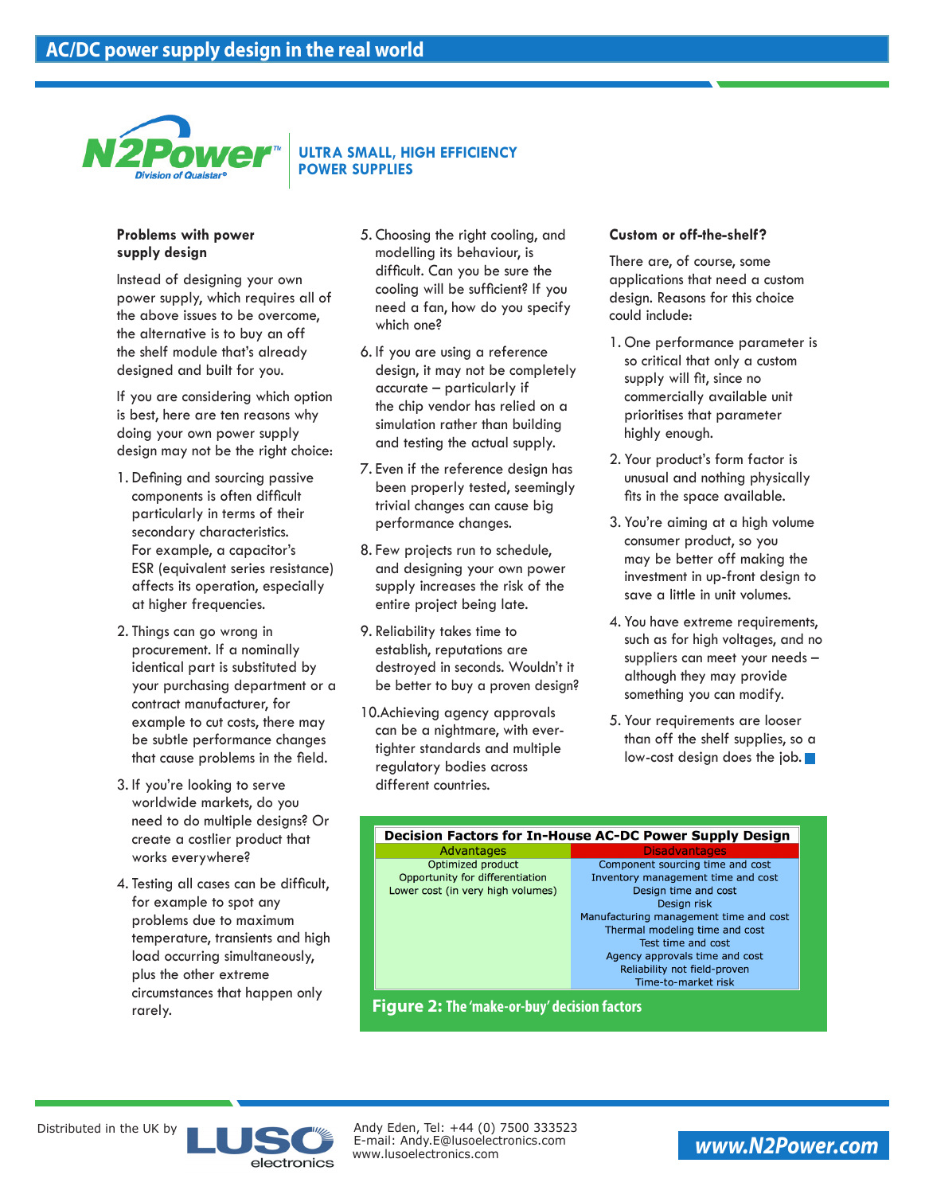**N2Power** – Division of Qualstar®

**ULTRA SMALL, HIGH EFFICIENCY POWER SUPPLIES**

### Problems with power supply design

Instead of designing your own power supply, which requires all of the above issues to be overcome, the alternative is to buy an off the shelf module that's already designed and built for you.

If you are considering which option is best, here are ten reasons why doing your own power supply design may not be the right choice:

1. Defining and sourcing passive components is often difficult particularly in terms of their secondary characteristics. For example, a capacitor's ESR (equivalent series resistance) affects its operation, especially at higher frequencies.
2. Things can go wrong in procurement. If a nominally identical part is substituted by your purchasing department or a contract manufacturer, for example to cut costs, there may be subtle performance changes that cause problems in the field.
3. If you're looking to serve worldwide markets, do you need to do multiple designs? Or create a costlier product that works everywhere?
4. Testing all cases can be difficult, for example to spot any problems due to maximum temperature, transients and high load occurring simultaneously, plus the other extreme circumstances that happen only rarely.
5. Choosing the right cooling, and modelling its behaviour, is difficult. Can you be sure the cooling will be sufficient? If you need a fan, how do you specify which one?
6. If you are using a reference design, it may not be completely accurate – particularly if the chip vendor has relied on a simulation rather than building and testing the actual supply.
7. Even if the reference design has been properly tested, seemingly trivial changes can cause big performance changes.
8. Few projects run to schedule, and designing your own power supply increases the risk of the entire project being late.
9. Reliability takes time to establish, reputations are destroyed in seconds. Wouldn't it be better to buy a proven design?
10. Achieving agency approvals can be a nightmare, with ever-tighter standards and multiple regulatory bodies across different countries.

### Custom or off-the-shelf?

There are, of course, some applications that need a custom design. Reasons for this choice could include:

1. One performance parameter is so critical that only a custom supply will fit, since no commercially available unit prioritises that parameter highly enough.
2. Your product's form factor is unusual and nothing physically fits in the space available.
3. You're aiming at a high volume consumer product, so you may be better off making the investment in up-front design to save a little in unit volumes.
4. You have extreme requirements, such as for high voltages, and no suppliers can meet your needs – although they may provide something you can modify.
5. Your requirements are looser than off the shelf supplies, so a low-cost design does the job.

**Decision Factors for In-House AC-DC Power Supply Design**

| Advantages | Disadvantages |
|---|---|
| Optimized product | Component sourcing time and cost |
| Opportunity for differentiation | Inventory management time and cost |
| Lower cost (in very high volumes) | Design time and cost |
| | Design risk |
| | Manufacturing management time and cost |
| | Thermal modeling time and cost |
| | Test time and cost |
| | Agency approvals time and cost |
| | Reliability not field-proven |
| | Time-to-market risk |

**Figure 2:** The 'make-or-buy' decision factors

Distributed in the UK by LUSO electronics

Andy Eden, Tel: +44 (0) 7500 333523
E-mail: Andy.E@lusoelectronics.com
www.lusoelectronics.com

www.N2Power.com